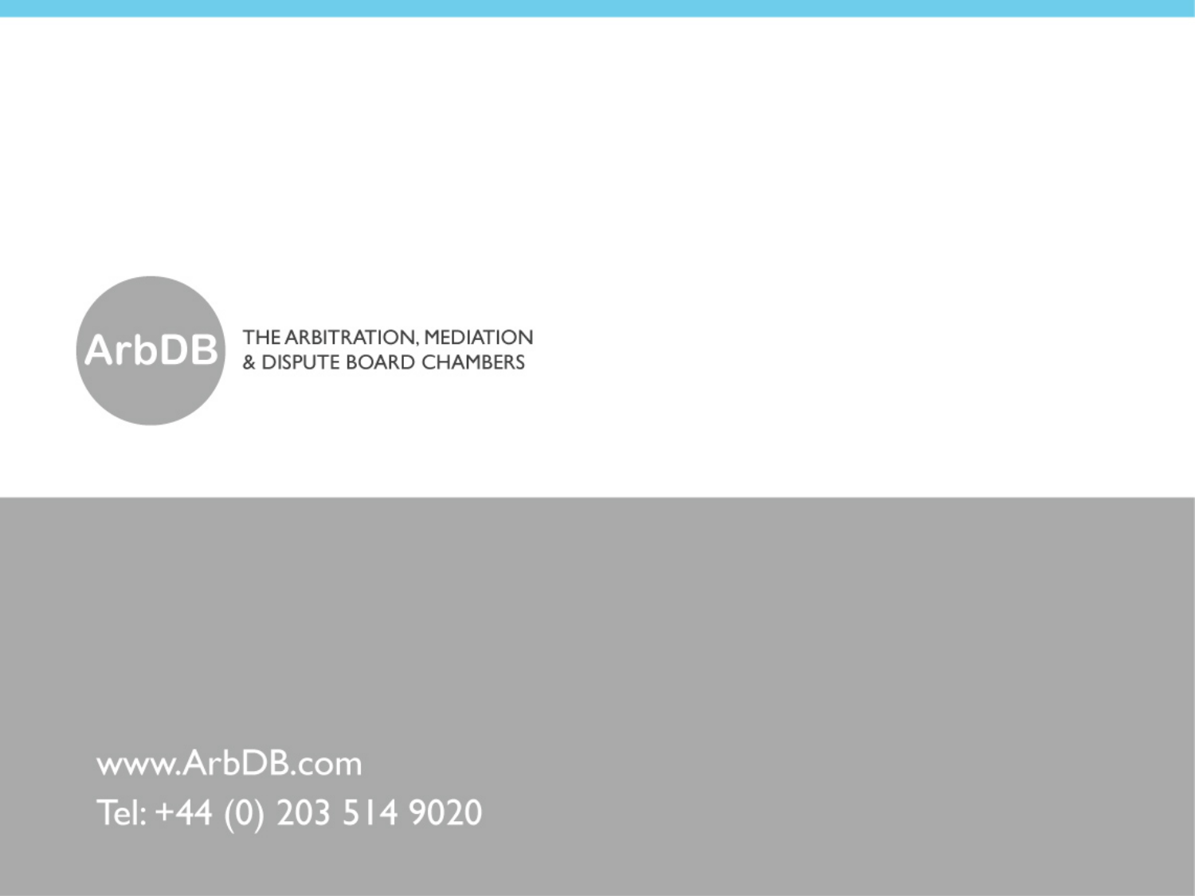ArbDB

THE ARBITRATION, MEDIATION
& DISPUTE BOARD CHAMBERS

www.ArbDB.com
Tel: +44 (0) 203 514 9020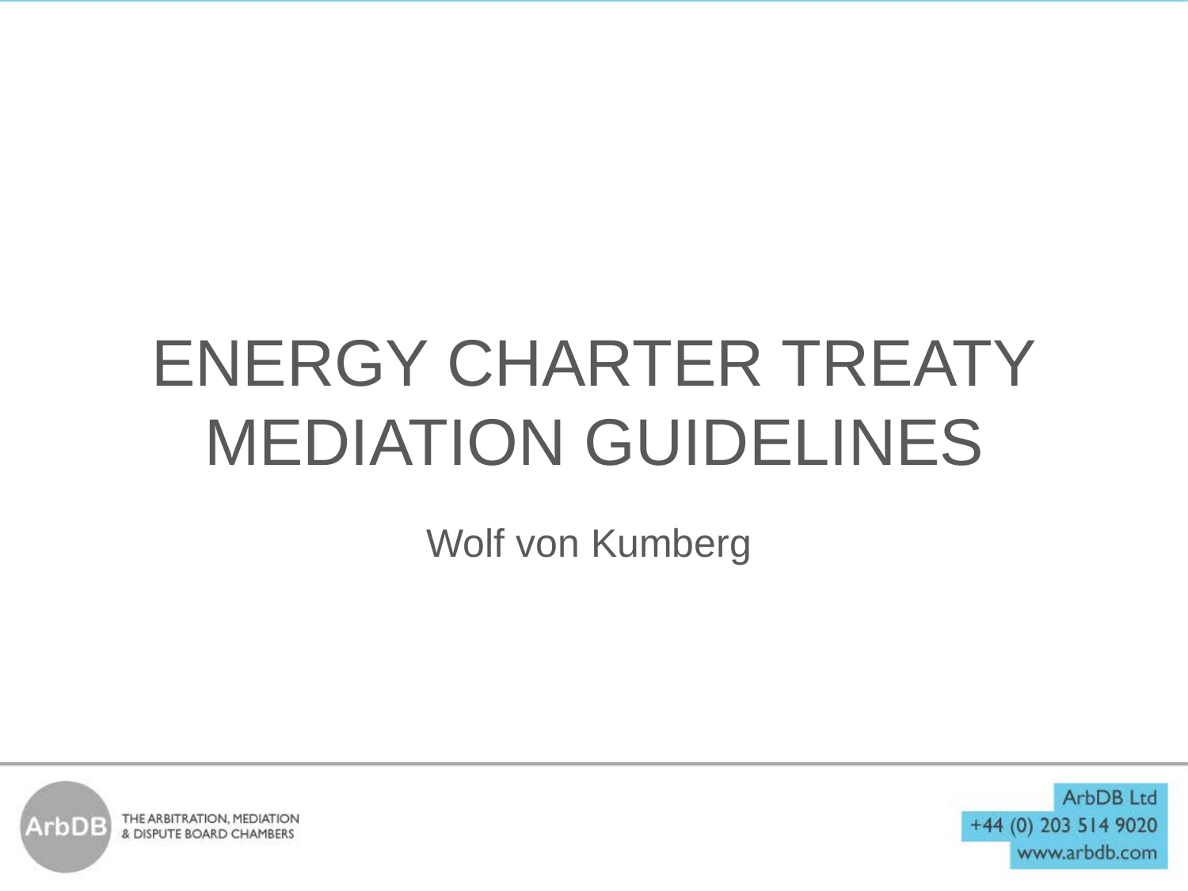# ENERGY CHARTER TREATY MEDIATION GUIDELINES

Wolf von Kumberg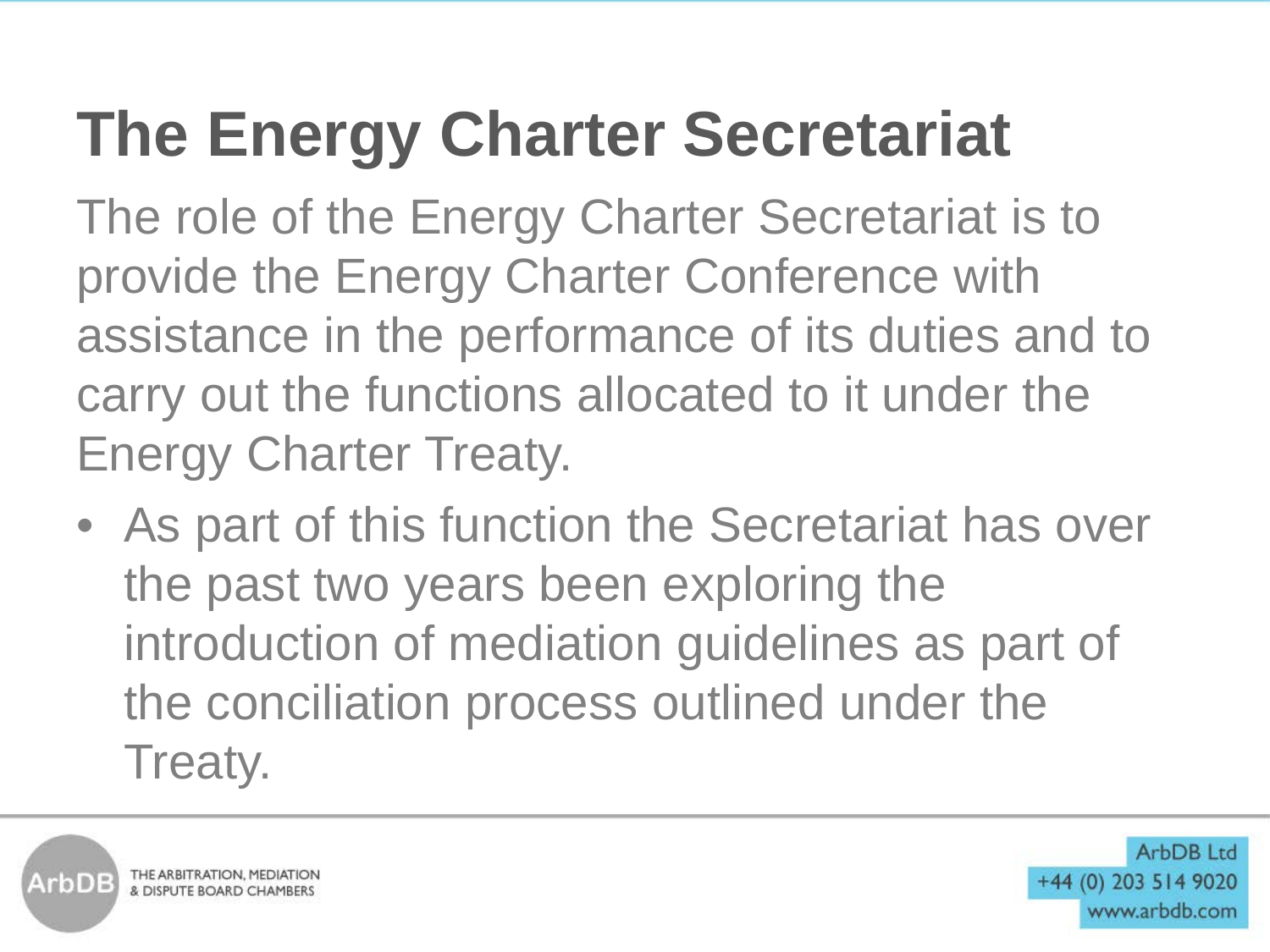# The Energy Charter Secretariat

The role of the Energy Charter Secretariat is to provide the Energy Charter Conference with assistance in the performance of its duties and to carry out the functions allocated to it under the Energy Charter Treaty.

- As part of this function the Secretariat has over the past two years been exploring the introduction of mediation guidelines as part of the conciliation process outlined under the Treaty.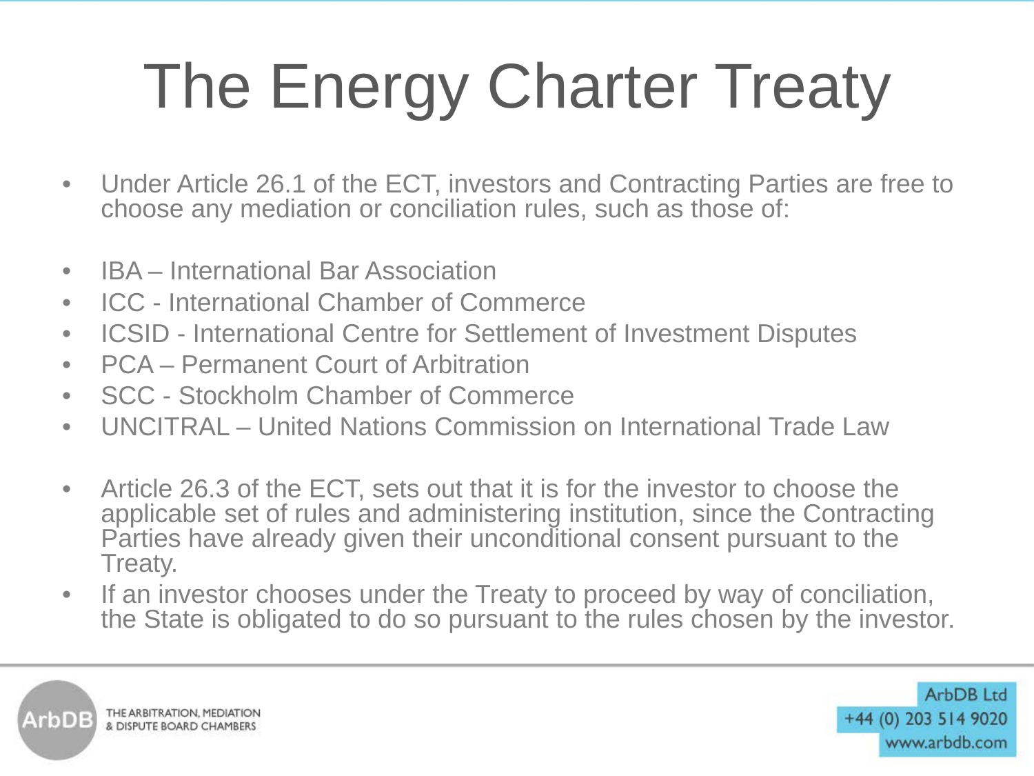# The Energy Charter Treaty

- Under Article 26.1 of the ECT, investors and Contracting Parties are free to choose any mediation or conciliation rules, such as those of:

- IBA – International Bar Association
- ICC - International Chamber of Commerce
- ICSID - International Centre for Settlement of Investment Disputes
- PCA – Permanent Court of Arbitration
- SCC - Stockholm Chamber of Commerce
- UNCITRAL – United Nations Commission on International Trade Law

- Article 26.3 of the ECT, sets out that it is for the investor to choose the applicable set of rules and administering institution, since the Contracting Parties have already given their unconditional consent pursuant to the Treaty.
- If an investor chooses under the Treaty to proceed by way of conciliation, the State is obligated to do so pursuant to the rules chosen by the investor.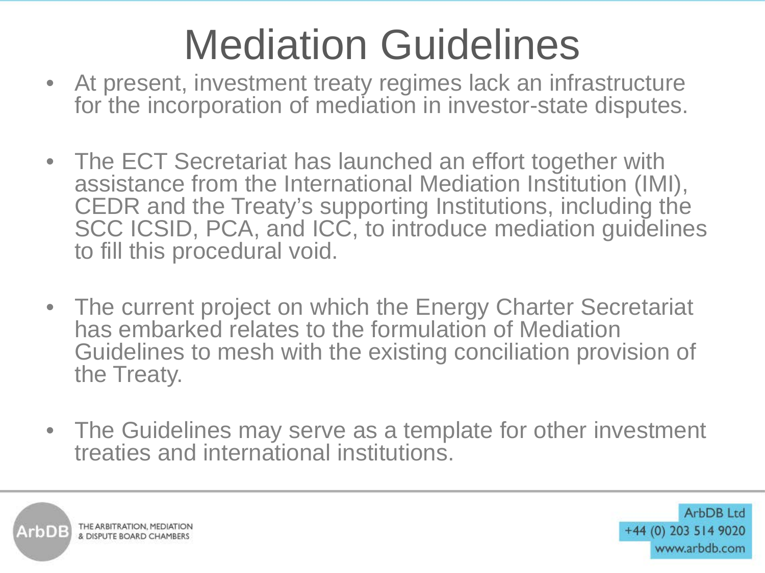# Mediation Guidelines

- At present, investment treaty regimes lack an infrastructure for the incorporation of mediation in investor-state disputes.
- The ECT Secretariat has launched an effort together with assistance from the International Mediation Institution (IMI), CEDR and the Treaty's supporting Institutions, including the SCC ICSID, PCA, and ICC, to introduce mediation guidelines to fill this procedural void.
- The current project on which the Energy Charter Secretariat has embarked relates to the formulation of Mediation Guidelines to mesh with the existing conciliation provision of the Treaty.
- The Guidelines may serve as a template for other investment treaties and international institutions.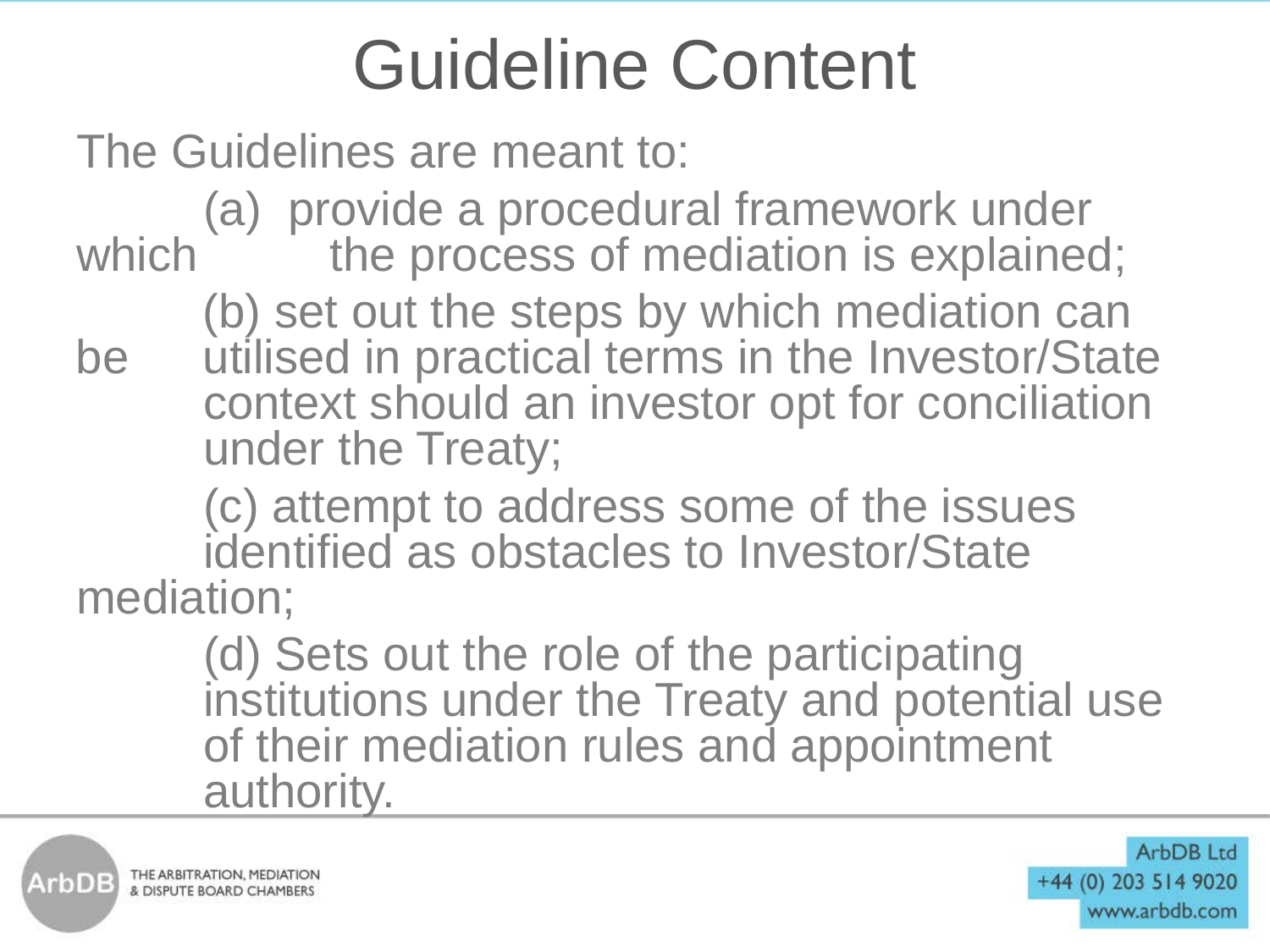# Guideline Content

The Guidelines are meant to:

(a) provide a procedural framework under which the process of mediation is explained;

(b) set out the steps by which mediation can be utilised in practical terms in the Investor/State context should an investor opt for conciliation under the Treaty;

(c) attempt to address some of the issues identified as obstacles to Investor/State mediation;

(d) Sets out the role of the participating institutions under the Treaty and potential use of their mediation rules and appointment authority.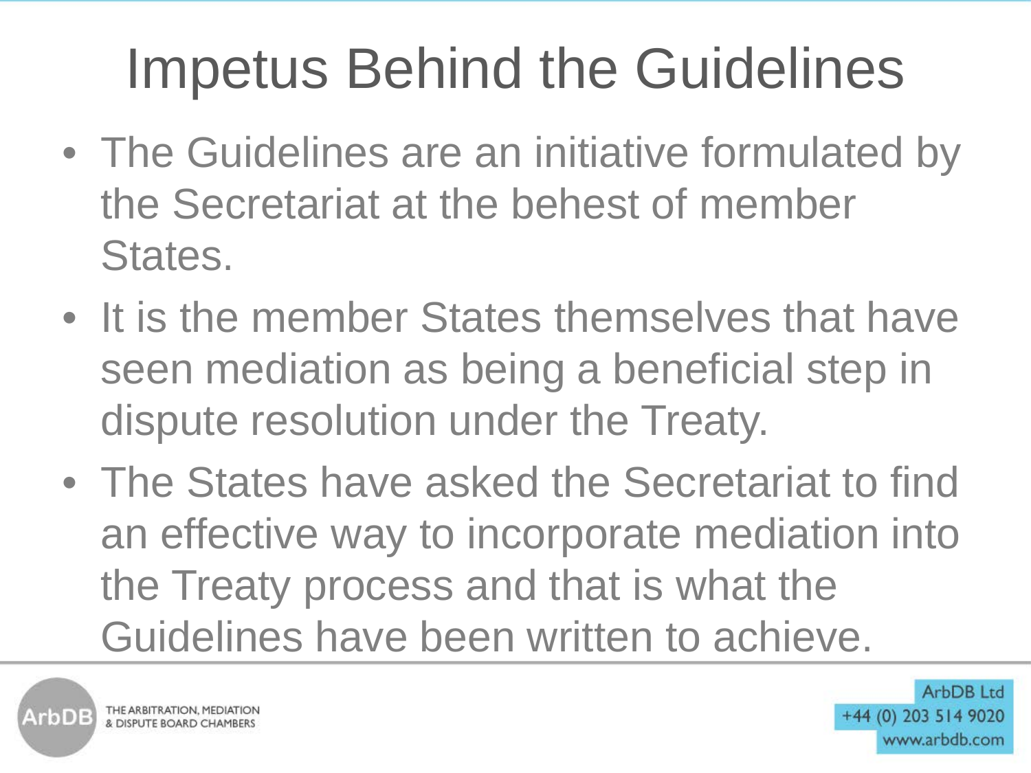# Impetus Behind the Guidelines

- The Guidelines are an initiative formulated by the Secretariat at the behest of member States.
- It is the member States themselves that have seen mediation as being a beneficial step in dispute resolution under the Treaty.
- The States have asked the Secretariat to find an effective way to incorporate mediation into the Treaty process and that is what the Guidelines have been written to achieve.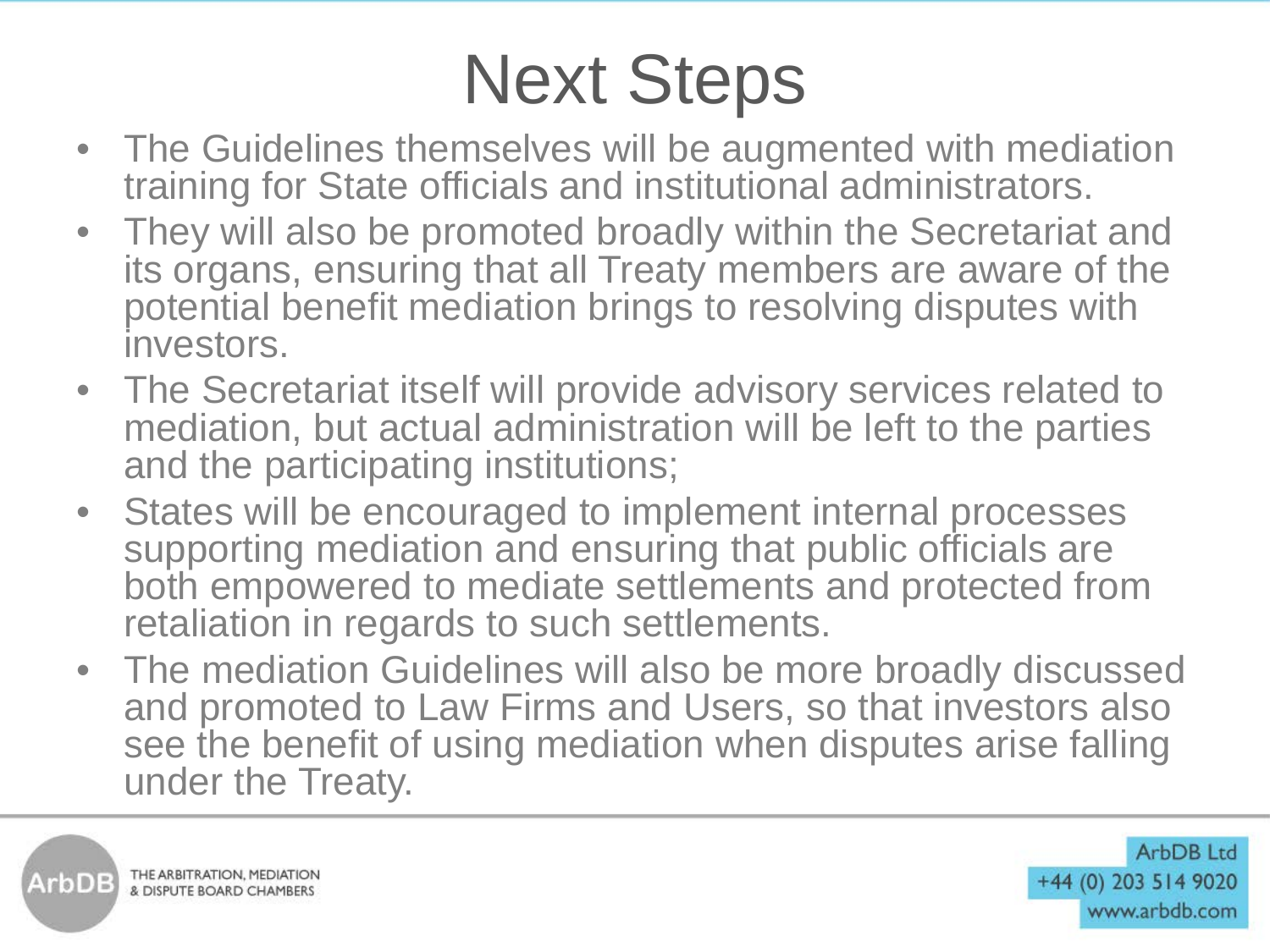# Next Steps

- The Guidelines themselves will be augmented with mediation training for State officials and institutional administrators.
- They will also be promoted broadly within the Secretariat and its organs, ensuring that all Treaty members are aware of the potential benefit mediation brings to resolving disputes with investors.
- The Secretariat itself will provide advisory services related to mediation, but actual administration will be left to the parties and the participating institutions;
- States will be encouraged to implement internal processes supporting mediation and ensuring that public officials are both empowered to mediate settlements and protected from retaliation in regards to such settlements.
- The mediation Guidelines will also be more broadly discussed and promoted to Law Firms and Users, so that investors also see the benefit of using mediation when disputes arise falling under the Treaty.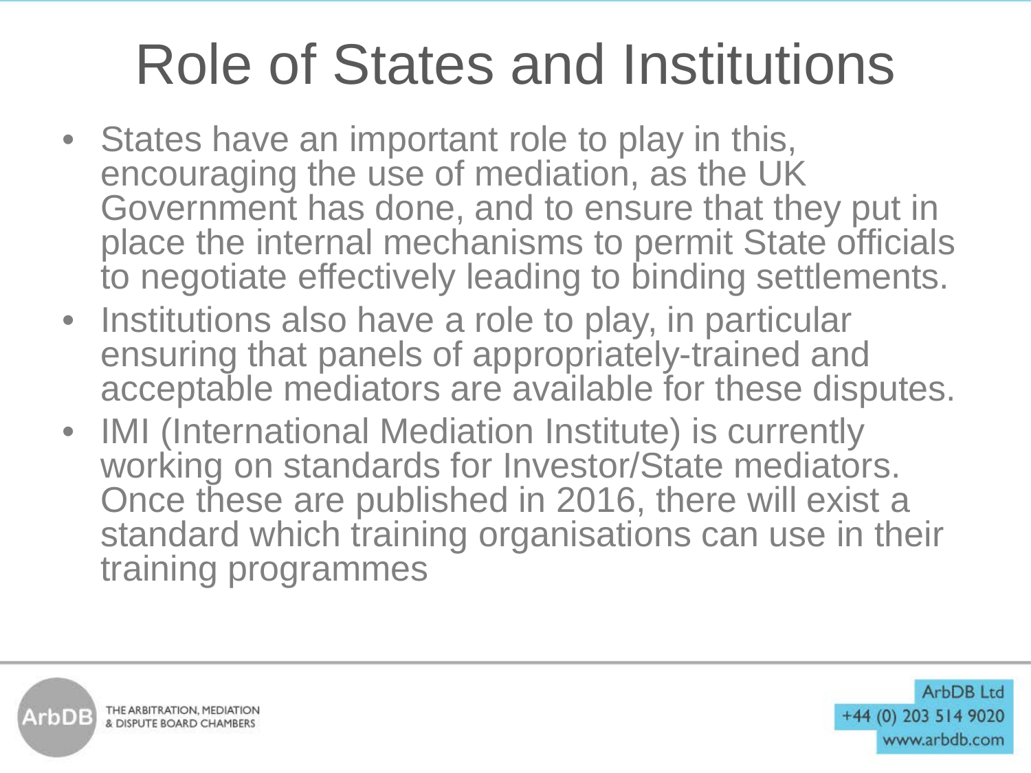# Role of States and Institutions

- States have an important role to play in this, encouraging the use of mediation, as the UK Government has done, and to ensure that they put in place the internal mechanisms to permit State officials to negotiate effectively leading to binding settlements.
- Institutions also have a role to play, in particular ensuring that panels of appropriately-trained and acceptable mediators are available for these disputes.
- IMI (International Mediation Institute) is currently working on standards for Investor/State mediators. Once these are published in 2016, there will exist a standard which training organisations can use in their training programmes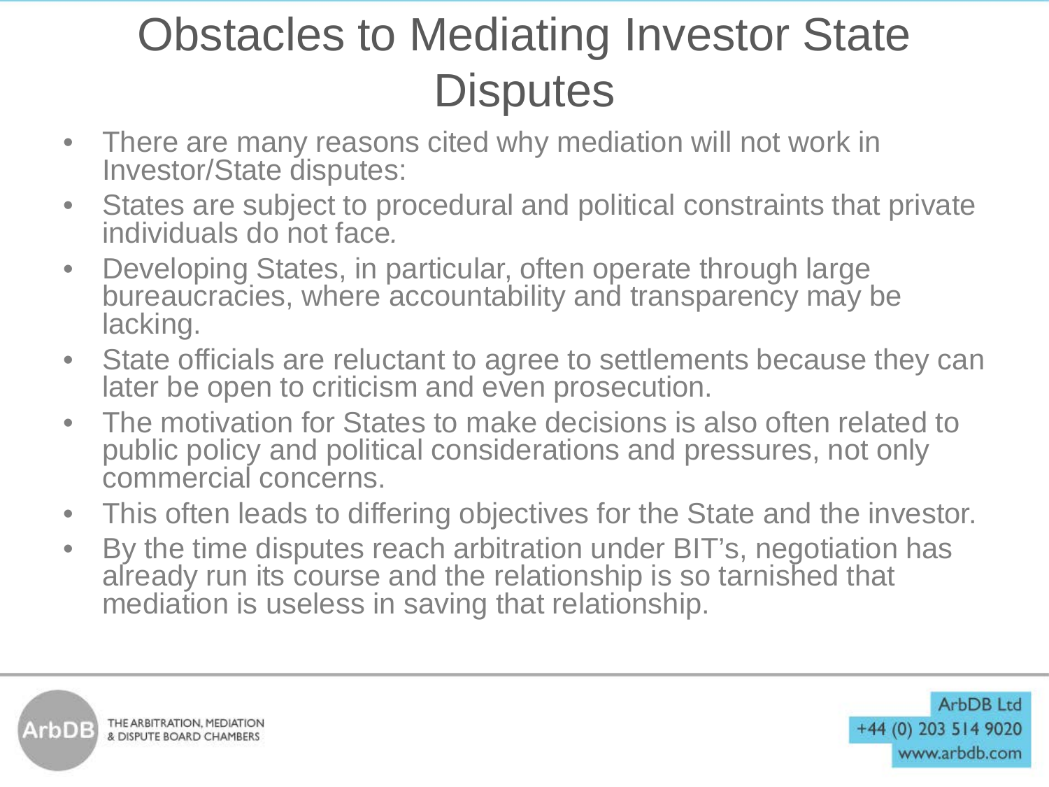# Obstacles to Mediating Investor State Disputes

- There are many reasons cited why mediation will not work in Investor/State disputes:
- States are subject to procedural and political constraints that private individuals do not face.
- Developing States, in particular, often operate through large bureaucracies, where accountability and transparency may be lacking.
- State officials are reluctant to agree to settlements because they can later be open to criticism and even prosecution.
- The motivation for States to make decisions is also often related to public policy and political considerations and pressures, not only commercial concerns.
- This often leads to differing objectives for the State and the investor.
- By the time disputes reach arbitration under BIT's, negotiation has already run its course and the relationship is so tarnished that mediation is useless in saving that relationship.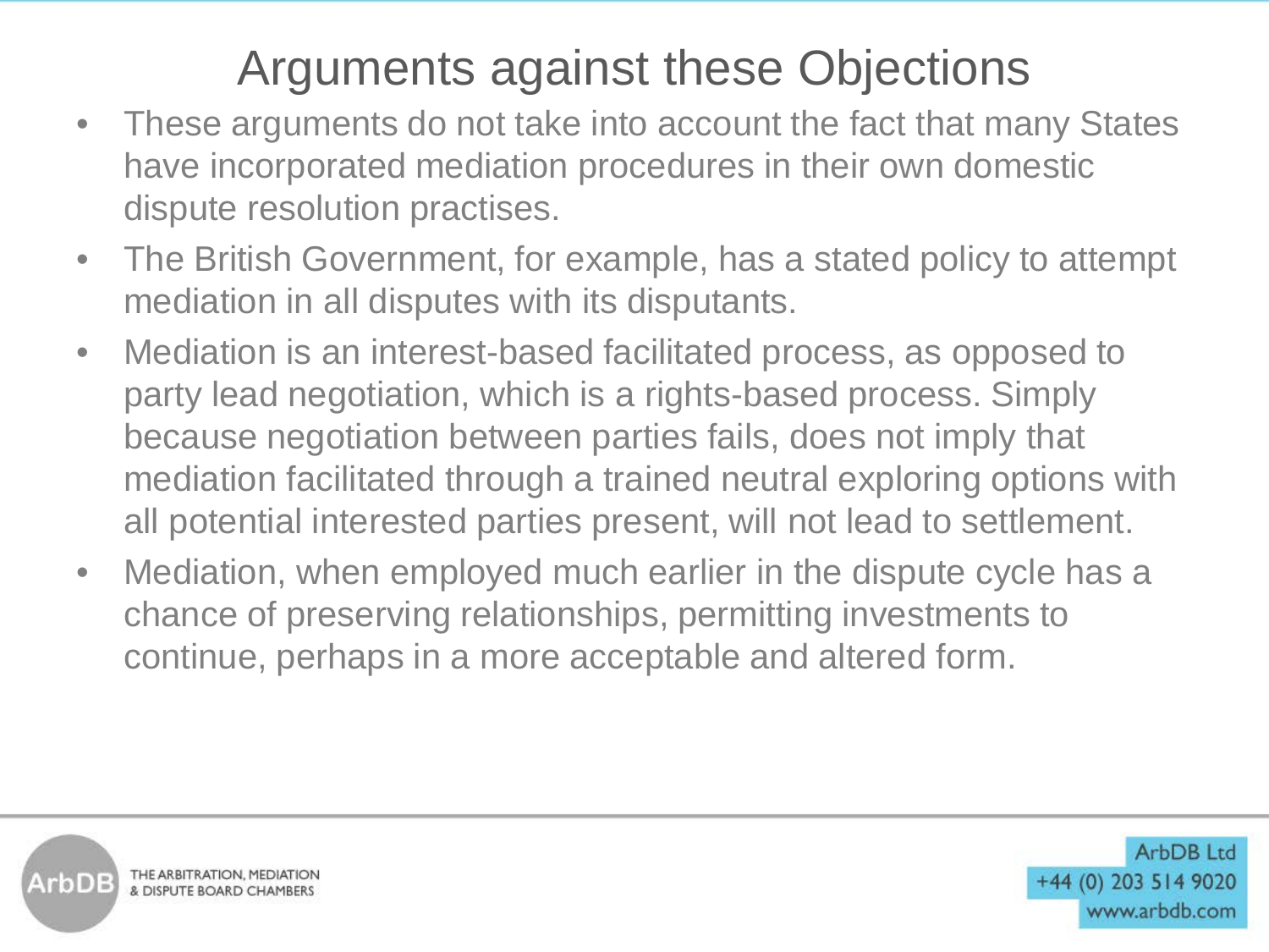# Arguments against these Objections

- These arguments do not take into account the fact that many States have incorporated mediation procedures in their own domestic dispute resolution practises.
- The British Government, for example, has a stated policy to attempt mediation in all disputes with its disputants.
- Mediation is an interest-based facilitated process, as opposed to party lead negotiation, which is a rights-based process. Simply because negotiation between parties fails, does not imply that mediation facilitated through a trained neutral exploring options with all potential interested parties present, will not lead to settlement.
- Mediation, when employed much earlier in the dispute cycle has a chance of preserving relationships, permitting investments to continue, perhaps in a more acceptable and altered form.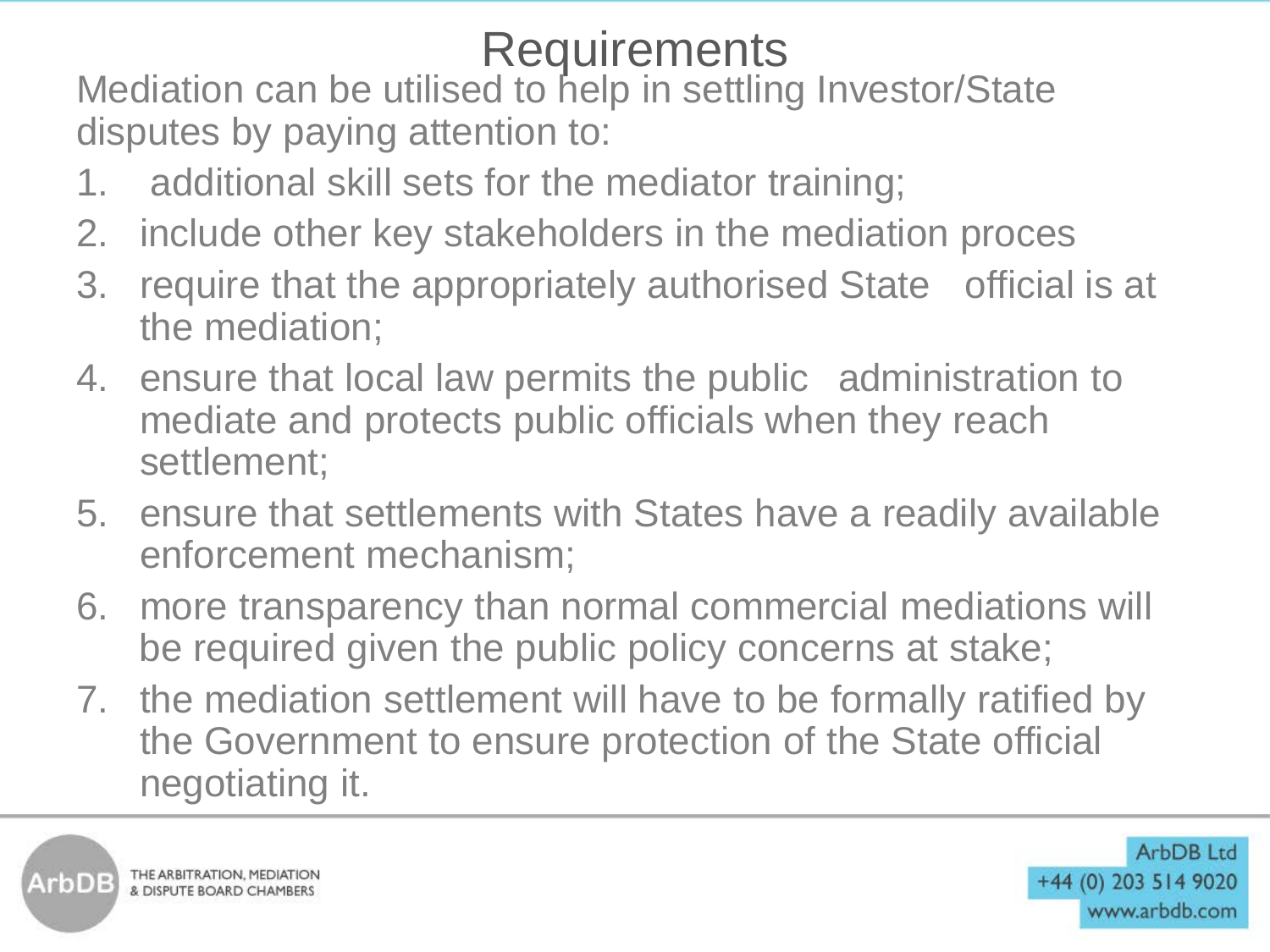# Requirements

Mediation can be utilised to help in settling Investor/State disputes by paying attention to:

1. additional skill sets for the mediator training;
2. include other key stakeholders in the mediation proces
3. require that the appropriately authorised State official is at the mediation;
4. ensure that local law permits the public administration to mediate and protects public officials when they reach settlement;
5. ensure that settlements with States have a readily available enforcement mechanism;
6. more transparency than normal commercial mediations will be required given the public policy concerns at stake;
7. the mediation settlement will have to be formally ratified by the Government to ensure protection of the State official negotiating it.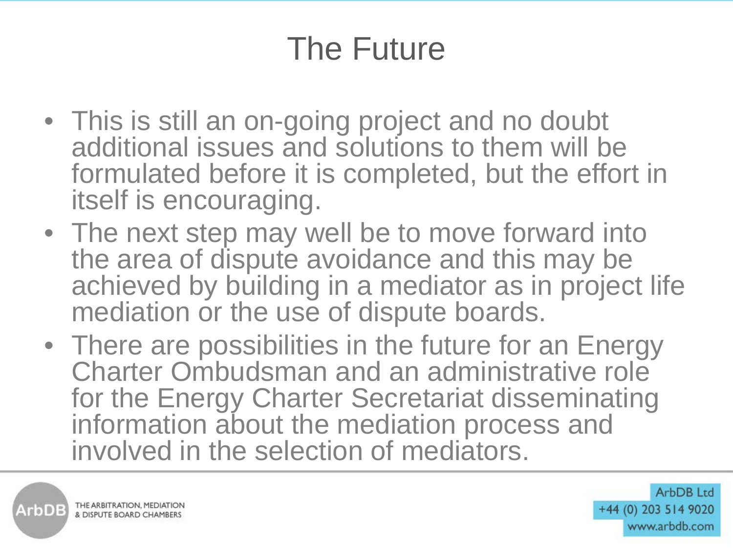# The Future

- This is still an on-going project and no doubt additional issues and solutions to them will be formulated before it is completed, but the effort in itself is encouraging.
- The next step may well be to move forward into the area of dispute avoidance and this may be achieved by building in a mediator as in project life mediation or the use of dispute boards.
- There are possibilities in the future for an Energy Charter Ombudsman and an administrative role for the Energy Charter Secretariat disseminating information about the mediation process and involved in the selection of mediators.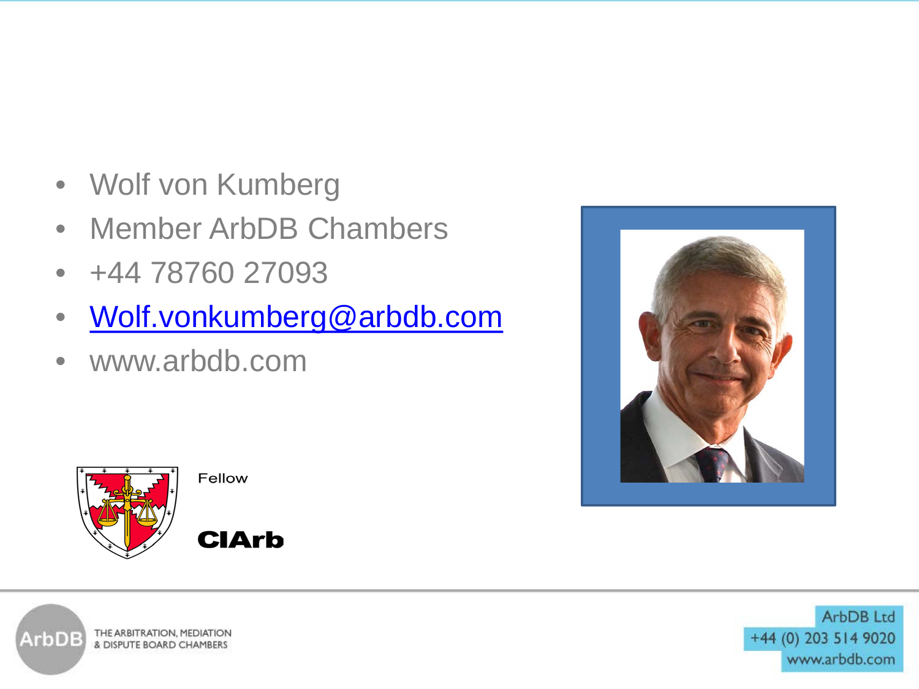- Wolf von Kumberg
- Member ArbDB Chambers
- +44 78760 27093
- Wolf.vonkumberg@arbdb.com
- www.arbdb.com

Fellow

CIArb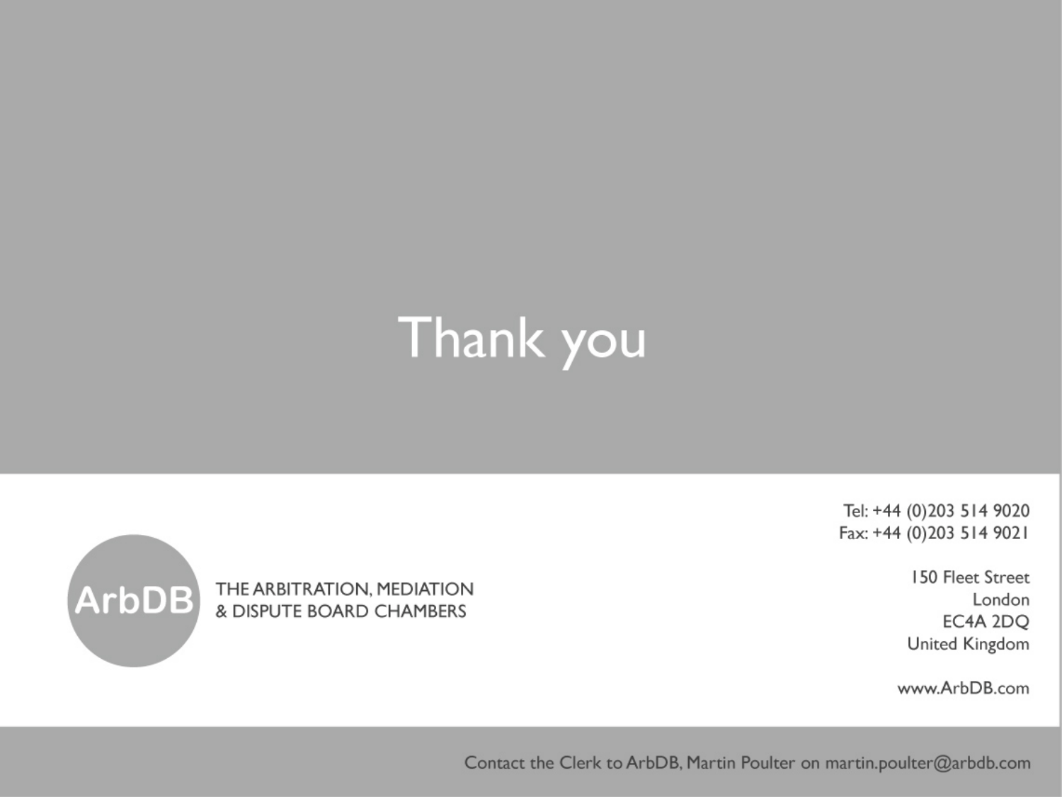# Thank you

ArbDB

THE ARBITRATION, MEDIATION
& DISPUTE BOARD CHAMBERS

Tel: +44 (0)203 514 9020
Fax: +44 (0)203 514 9021

150 Fleet Street
London
EC4A 2DQ
United Kingdom

www.ArbDB.com

Contact the Clerk to ArbDB, Martin Poulter on martin.poulter@arbdb.com